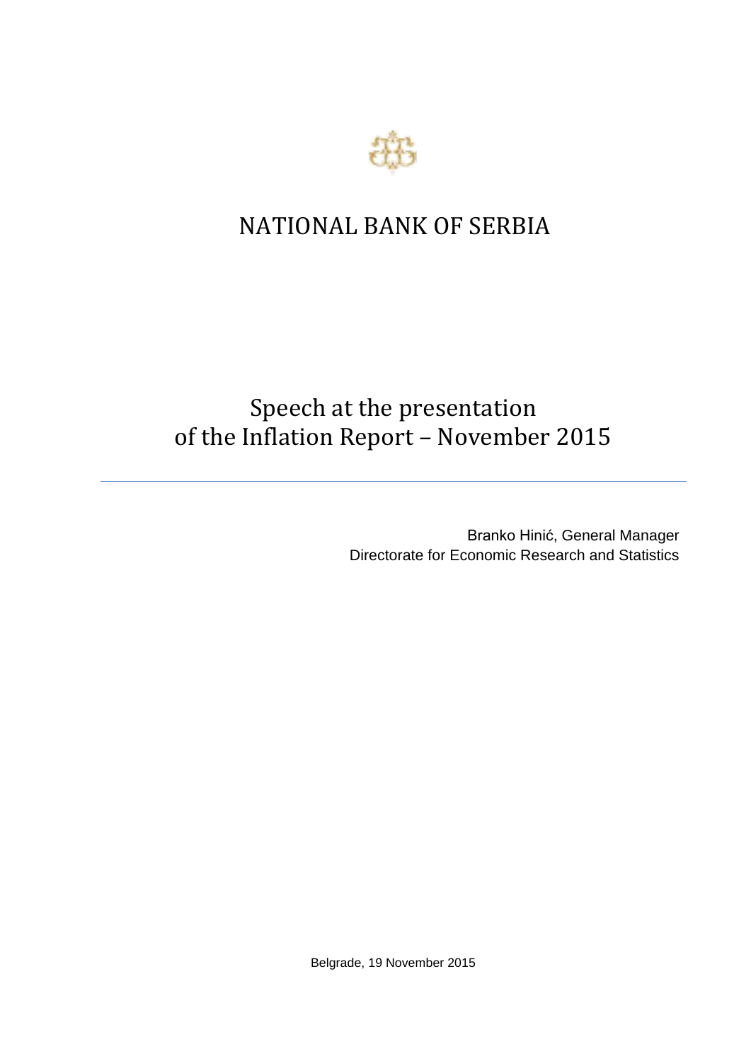# NATIONAL BANK OF SERBIA

## Speech at the presentation of the Inflation Report – November 2015

Branko Hinić, General Manager
Directorate for Economic Research and Statistics

Belgrade, 19 November 2015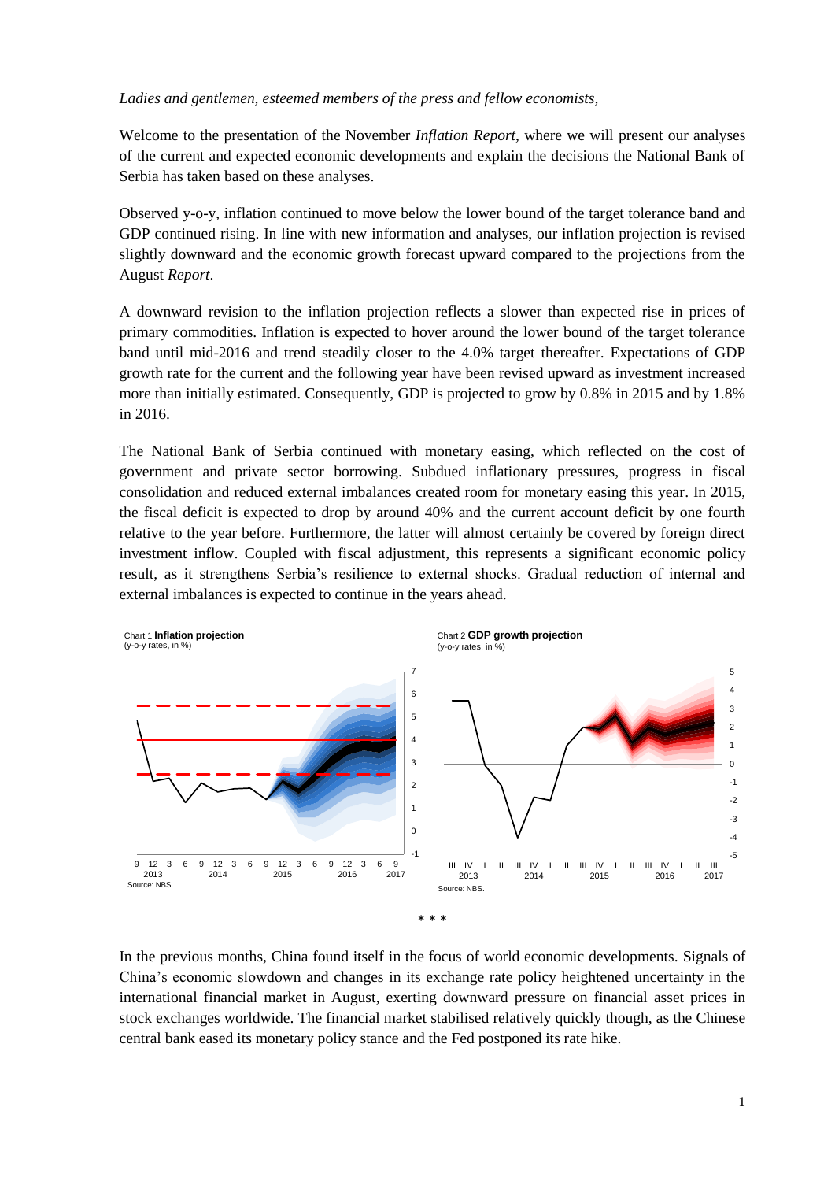*Ladies and gentlemen, esteemed members of the press and fellow economists,*

Welcome to the presentation of the November *Inflation Report*, where we will present our analyses of the current and expected economic developments and explain the decisions the National Bank of Serbia has taken based on these analyses.

Observed y-o-y, inflation continued to move below the lower bound of the target tolerance band and GDP continued rising. In line with new information and analyses, our inflation projection is revised slightly downward and the economic growth forecast upward compared to the projections from the August *Report*.

A downward revision to the inflation projection reflects a slower than expected rise in prices of primary commodities. Inflation is expected to hover around the lower bound of the target tolerance band until mid-2016 and trend steadily closer to the 4.0% target thereafter. Expectations of GDP growth rate for the current and the following year have been revised upward as investment increased more than initially estimated. Consequently, GDP is projected to grow by 0.8% in 2015 and by 1.8% in 2016.

The National Bank of Serbia continued with monetary easing, which reflected on the cost of government and private sector borrowing. Subdued inflationary pressures, progress in fiscal consolidation and reduced external imbalances created room for monetary easing this year. In 2015, the fiscal deficit is expected to drop by around 40% and the current account deficit by one fourth relative to the year before. Furthermore, the latter will almost certainly be covered by foreign direct investment inflow. Coupled with fiscal adjustment, this represents a significant economic policy result, as it strengthens Serbia's resilience to external shocks. Gradual reduction of internal and external imbalances is expected to continue in the years ahead.

Chart 1 **Inflation projection**
(y-o-y rates, in %)

Source: NBS.

Chart 2 **GDP growth projection**
(y-o-y rates, in %)

Source: NBS.

\* \* \*

In the previous months, China found itself in the focus of world economic developments. Signals of China's economic slowdown and changes in its exchange rate policy heightened uncertainty in the international financial market in August, exerting downward pressure on financial asset prices in stock exchanges worldwide. The financial market stabilised relatively quickly though, as the Chinese central bank eased its monetary policy stance and the Fed postponed its rate hike.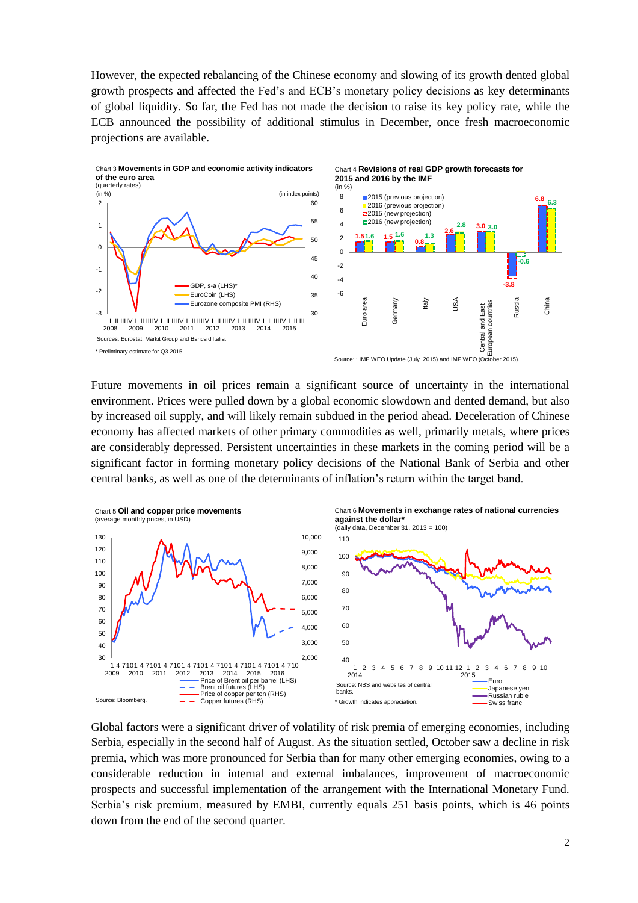However, the expected rebalancing of the Chinese economy and slowing of its growth dented global growth prospects and affected the Fed's and ECB's monetary policy decisions as key determinants of global liquidity. So far, the Fed has not made the decision to raise its key policy rate, while the ECB announced the possibility of additional stimulus in December, once fresh macroeconomic projections are available.

Chart 3 **Movements in GDP and economic activity indicators of the euro area**
(quarterly rates)

Sources: Eurostat, Markit Group and Banca d'Italia.

\* Preliminary estimate for Q3 2015.

Chart 4 **Revisions of real GDP growth forecasts for 2015 and 2016 by the IMF**
(in %)

Source: : IMF WEO Update (July 2015) and IMF WEO (October 2015).

Future movements in oil prices remain a significant source of uncertainty in the international environment. Prices were pulled down by a global economic slowdown and dented demand, but also by increased oil supply, and will likely remain subdued in the period ahead. Deceleration of Chinese economy has affected markets of other primary commodities as well, primarily metals, where prices are considerably depressed. Persistent uncertainties in these markets in the coming period will be a significant factor in forming monetary policy decisions of the National Bank of Serbia and other central banks, as well as one of the determinants of inflation's return within the target band.

Chart 5 **Oil and copper price movements**
(average monthly prices, in USD)

Source: Bloomberg.

Chart 6 **Movements in exchange rates of national currencies against the dollar\***
(daily data, December 31, 2013 = 100)

Source: NBS and websites of central banks.

\* Growth indicates appreciation.

Global factors were a significant driver of volatility of risk premia of emerging economies, including Serbia, especially in the second half of August. As the situation settled, October saw a decline in risk premia, which was more pronounced for Serbia than for many other emerging economies, owing to a considerable reduction in internal and external imbalances, improvement of macroeconomic prospects and successful implementation of the arrangement with the International Monetary Fund. Serbia's risk premium, measured by EMBI, currently equals 251 basis points, which is 46 points down from the end of the second quarter.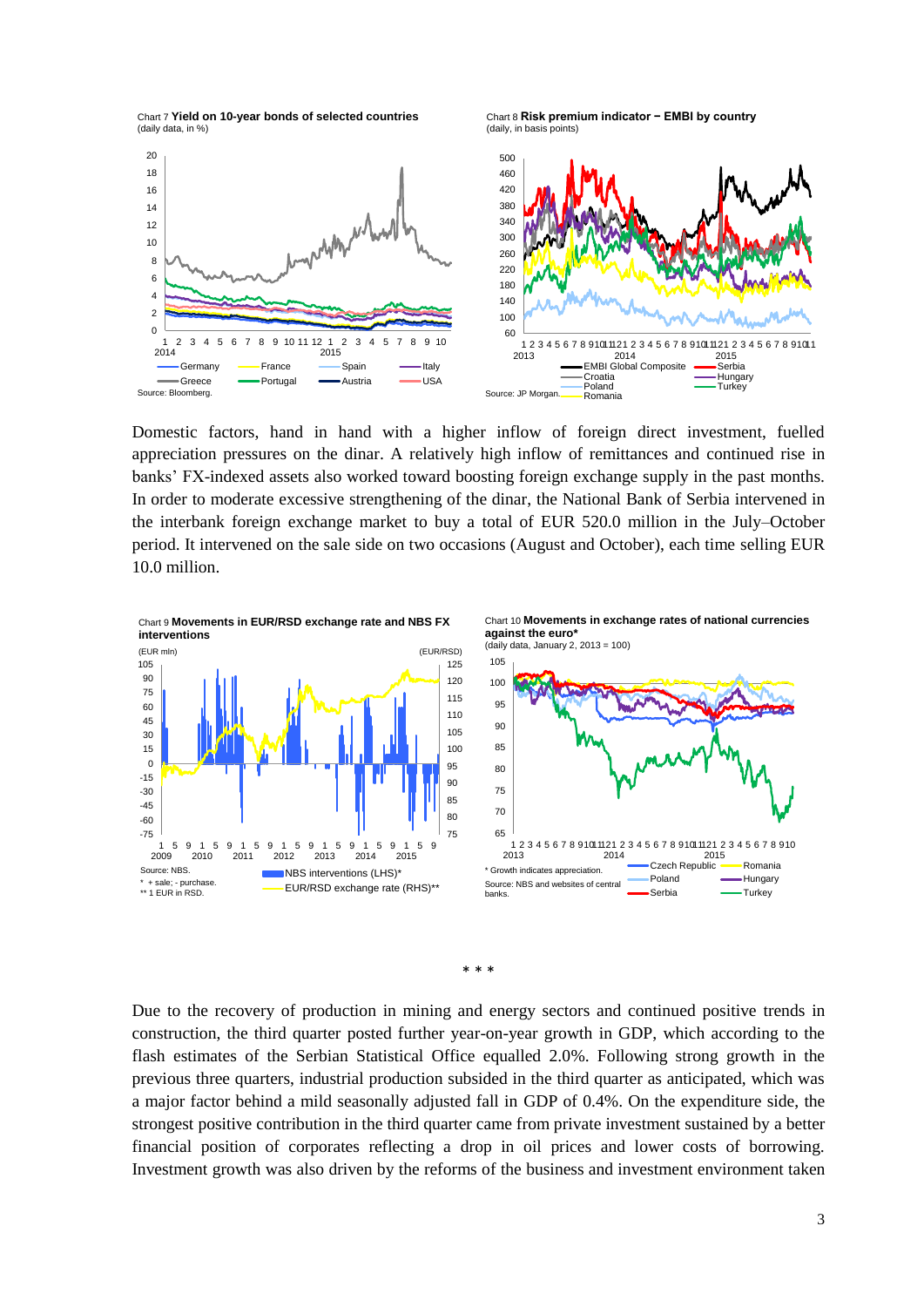Chart 7 **Yield on 10-year bonds of selected countries**
(daily data, in %)

Source: Bloomberg.

Chart 8 **Risk premium indicator − EMBI by country**
(daily, in basis points)

Source: JP Morgan.

Domestic factors, hand in hand with a higher inflow of foreign direct investment, fuelled appreciation pressures on the dinar. A relatively high inflow of remittances and continued rise in banks' FX-indexed assets also worked toward boosting foreign exchange supply in the past months. In order to moderate excessive strengthening of the dinar, the National Bank of Serbia intervened in the interbank foreign exchange market to buy a total of EUR 520.0 million in the July–October period. It intervened on the sale side on two occasions (August and October), each time selling EUR 10.0 million.

Chart 9 **Movements in EUR/RSD exchange rate and NBS FX interventions**

Source: NBS.
\* + sale; - purchase.
\*\* 1 EUR in RSD.

Chart 10 **Movements in exchange rates of national currencies against the euro\***
(daily data, January 2, 2013 = 100)

\* Growth indicates appreciation.
Source: NBS and websites of central banks.

\* \* \*

Due to the recovery of production in mining and energy sectors and continued positive trends in construction, the third quarter posted further year-on-year growth in GDP, which according to the flash estimates of the Serbian Statistical Office equalled 2.0%. Following strong growth in the previous three quarters, industrial production subsided in the third quarter as anticipated, which was a major factor behind a mild seasonally adjusted fall in GDP of 0.4%. On the expenditure side, the strongest positive contribution in the third quarter came from private investment sustained by a better financial position of corporates reflecting a drop in oil prices and lower costs of borrowing. Investment growth was also driven by the reforms of the business and investment environment taken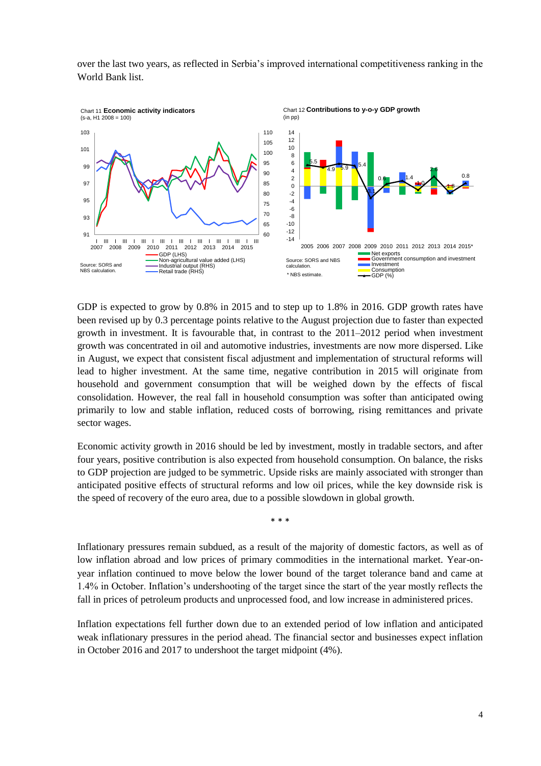over the last two years, as reflected in Serbia's improved international competitiveness ranking in the World Bank list.

Chart 11 **Economic activity indicators**
(s-a, H1 2008 = 100)

Source: SORS and NBS calculation.

Chart 12 **Contributions to y-o-y GDP growth**
(in pp)

Source: SORS and NBS calculation.

\* NBS estimate.

GDP is expected to grow by 0.8% in 2015 and to step up to 1.8% in 2016. GDP growth rates have been revised up by 0.3 percentage points relative to the August projection due to faster than expected growth in investment. It is favourable that, in contrast to the 2011–2012 period when investment growth was concentrated in oil and automotive industries, investments are now more dispersed. Like in August, we expect that consistent fiscal adjustment and implementation of structural reforms will lead to higher investment. At the same time, negative contribution in 2015 will originate from household and government consumption that will be weighed down by the effects of fiscal consolidation. However, the real fall in household consumption was softer than anticipated owing primarily to low and stable inflation, reduced costs of borrowing, rising remittances and private sector wages.

Economic activity growth in 2016 should be led by investment, mostly in tradable sectors, and after four years, positive contribution is also expected from household consumption. On balance, the risks to GDP projection are judged to be symmetric. Upside risks are mainly associated with stronger than anticipated positive effects of structural reforms and low oil prices, while the key downside risk is the speed of recovery of the euro area, due to a possible slowdown in global growth.

\* \* \*

Inflationary pressures remain subdued, as a result of the majority of domestic factors, as well as of low inflation abroad and low prices of primary commodities in the international market. Year-on-year inflation continued to move below the lower bound of the target tolerance band and came at 1.4% in October. Inflation's undershooting of the target since the start of the year mostly reflects the fall in prices of petroleum products and unprocessed food, and low increase in administered prices.

Inflation expectations fell further down due to an extended period of low inflation and anticipated weak inflationary pressures in the period ahead. The financial sector and businesses expect inflation in October 2016 and 2017 to undershoot the target midpoint (4%).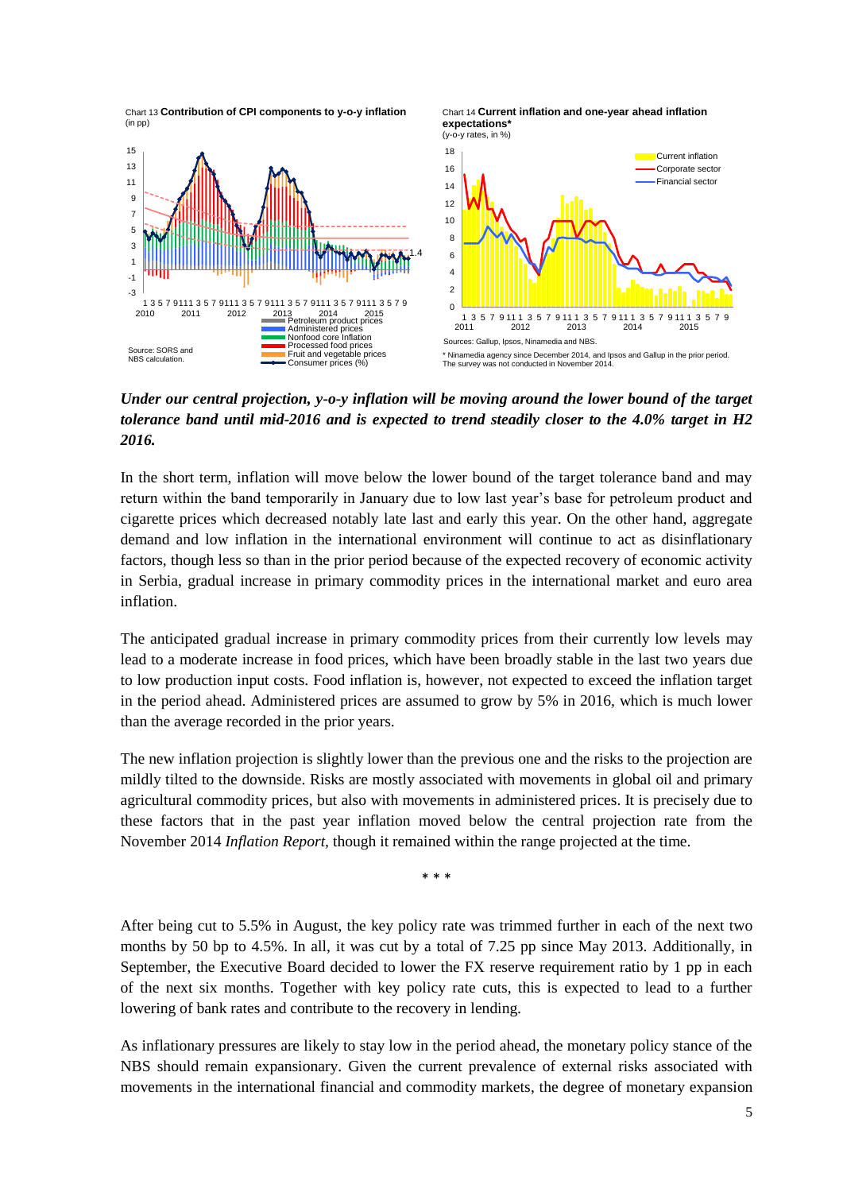Chart 13 **Contribution of CPI components to y-o-y inflation**
(in pp)

Source: SORS and NBS calculation.

Chart 14 **Current inflation and one-year ahead inflation expectations***
(y-o-y rates, in %)

Sources: Gallup, Ipsos, Ninamedia and NBS.

\* Ninamedia agency since December 2014, and Ipsos and Gallup in the prior period. The survey was not conducted in November 2014.

***Under our central projection, y-o-y inflation will be moving around the lower bound of the target tolerance band until mid-2016 and is expected to trend steadily closer to the 4.0% target in H2 2016.***

In the short term, inflation will move below the lower bound of the target tolerance band and may return within the band temporarily in January due to low last year's base for petroleum product and cigarette prices which decreased notably late last and early this year. On the other hand, aggregate demand and low inflation in the international environment will continue to act as disinflationary factors, though less so than in the prior period because of the expected recovery of economic activity in Serbia, gradual increase in primary commodity prices in the international market and euro area inflation.

The anticipated gradual increase in primary commodity prices from their currently low levels may lead to a moderate increase in food prices, which have been broadly stable in the last two years due to low production input costs. Food inflation is, however, not expected to exceed the inflation target in the period ahead. Administered prices are assumed to grow by 5% in 2016, which is much lower than the average recorded in the prior years.

The new inflation projection is slightly lower than the previous one and the risks to the projection are mildly tilted to the downside. Risks are mostly associated with movements in global oil and primary agricultural commodity prices, but also with movements in administered prices. It is precisely due to these factors that in the past year inflation moved below the central projection rate from the November 2014 *Inflation Report*, though it remained within the range projected at the time.

\* \* \*

After being cut to 5.5% in August, the key policy rate was trimmed further in each of the next two months by 50 bp to 4.5%. In all, it was cut by a total of 7.25 pp since May 2013. Additionally, in September, the Executive Board decided to lower the FX reserve requirement ratio by 1 pp in each of the next six months. Together with key policy rate cuts, this is expected to lead to a further lowering of bank rates and contribute to the recovery in lending.

As inflationary pressures are likely to stay low in the period ahead, the monetary policy stance of the NBS should remain expansionary. Given the current prevalence of external risks associated with movements in the international financial and commodity markets, the degree of monetary expansion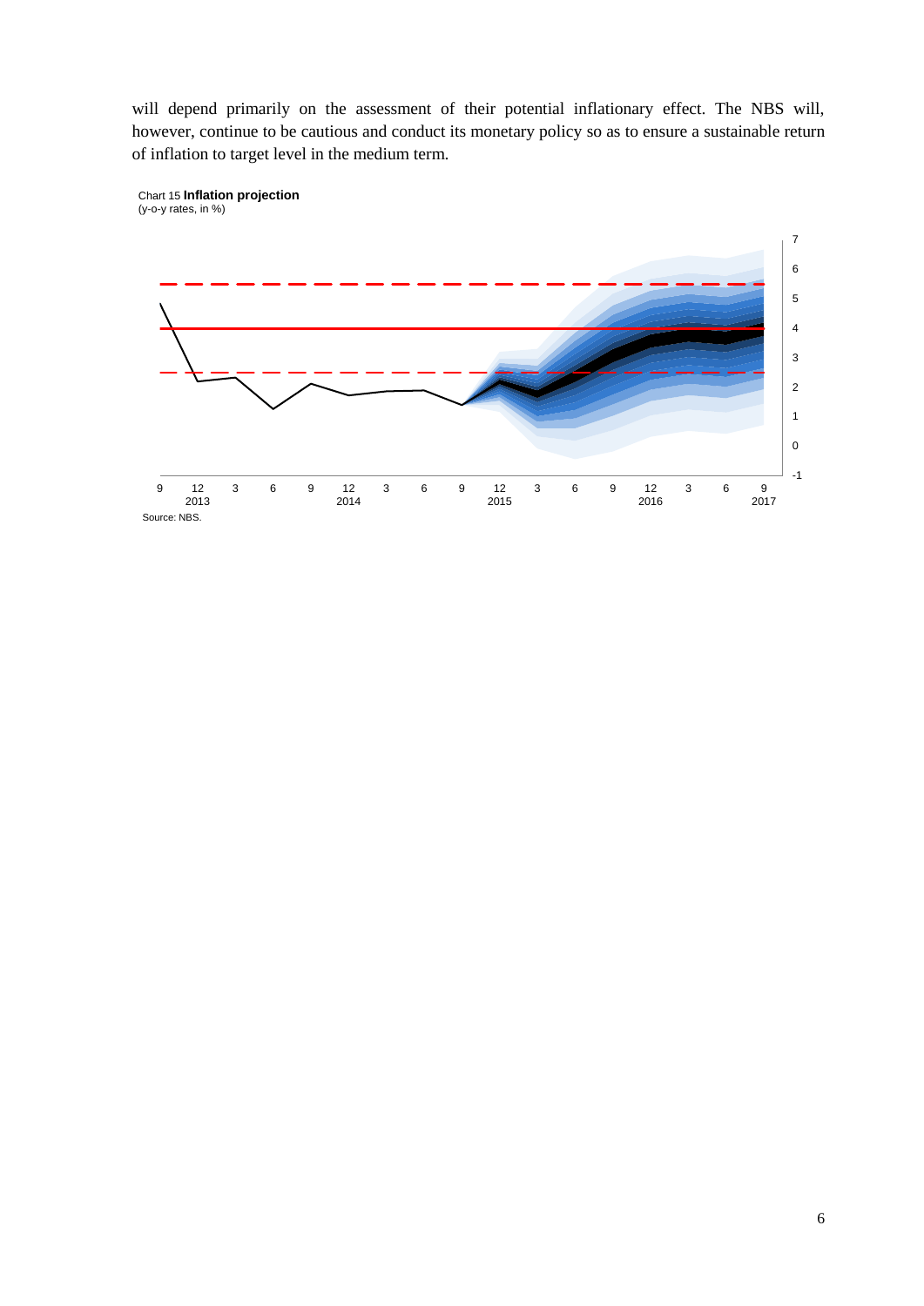will depend primarily on the assessment of their potential inflationary effect. The NBS will, however, continue to be cautious and conduct its monetary policy so as to ensure a sustainable return of inflation to target level in the medium term.

Chart 15 **Inflation projection**
(y-o-y rates, in %)

7
6
5
4
3
2
1
0
-1

9
12
2013
3
6
9
12
2014
3
6
9
12
2015
3
6
9
12
2016
3
6
9
2017

Source: NBS.